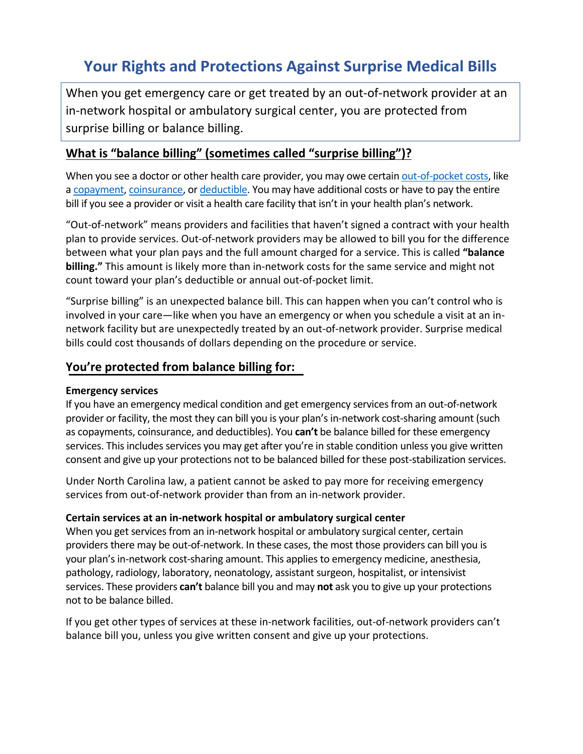# Your Rights and Protections Against Surprise Medical Bills

When you get emergency care or get treated by an out-of-network provider at an in-network hospital or ambulatory surgical center, you are protected from surprise billing or balance billing.

## What is "balance billing" (sometimes called "surprise billing")?

When you see a doctor or other health care provider, you may owe certain out-of-pocket costs, like a copayment, coinsurance, or deductible. You may have additional costs or have to pay the entire bill if you see a provider or visit a health care facility that isn't in your health plan's network.

"Out-of-network" means providers and facilities that haven't signed a contract with your health plan to provide services. Out-of-network providers may be allowed to bill you for the difference between what your plan pays and the full amount charged for a service. This is called **"balance billing."** This amount is likely more than in-network costs for the same service and might not count toward your plan's deductible or annual out-of-pocket limit.

"Surprise billing" is an unexpected balance bill. This can happen when you can't control who is involved in your care—like when you have an emergency or when you schedule a visit at an in-network facility but are unexpectedly treated by an out-of-network provider. Surprise medical bills could cost thousands of dollars depending on the procedure or service.

## You're protected from balance billing for:

**Emergency services**
If you have an emergency medical condition and get emergency services from an out-of-network provider or facility, the most they can bill you is your plan's in-network cost-sharing amount (such as copayments, coinsurance, and deductibles). You **can't** be balance billed for these emergency services. This includes services you may get after you're in stable condition unless you give written consent and give up your protections not to be balanced billed for these post-stabilization services.

Under North Carolina law, a patient cannot be asked to pay more for receiving emergency services from out-of-network provider than from an in-network provider.

**Certain services at an in-network hospital or ambulatory surgical center**
When you get services from an in-network hospital or ambulatory surgical center, certain providers there may be out-of-network. In these cases, the most those providers can bill you is your plan's in-network cost-sharing amount. This applies to emergency medicine, anesthesia, pathology, radiology, laboratory, neonatology, assistant surgeon, hospitalist, or intensivist services. These providers **can't** balance bill you and may **not** ask you to give up your protections not to be balance billed.

If you get other types of services at these in-network facilities, out-of-network providers can't balance bill you, unless you give written consent and give up your protections.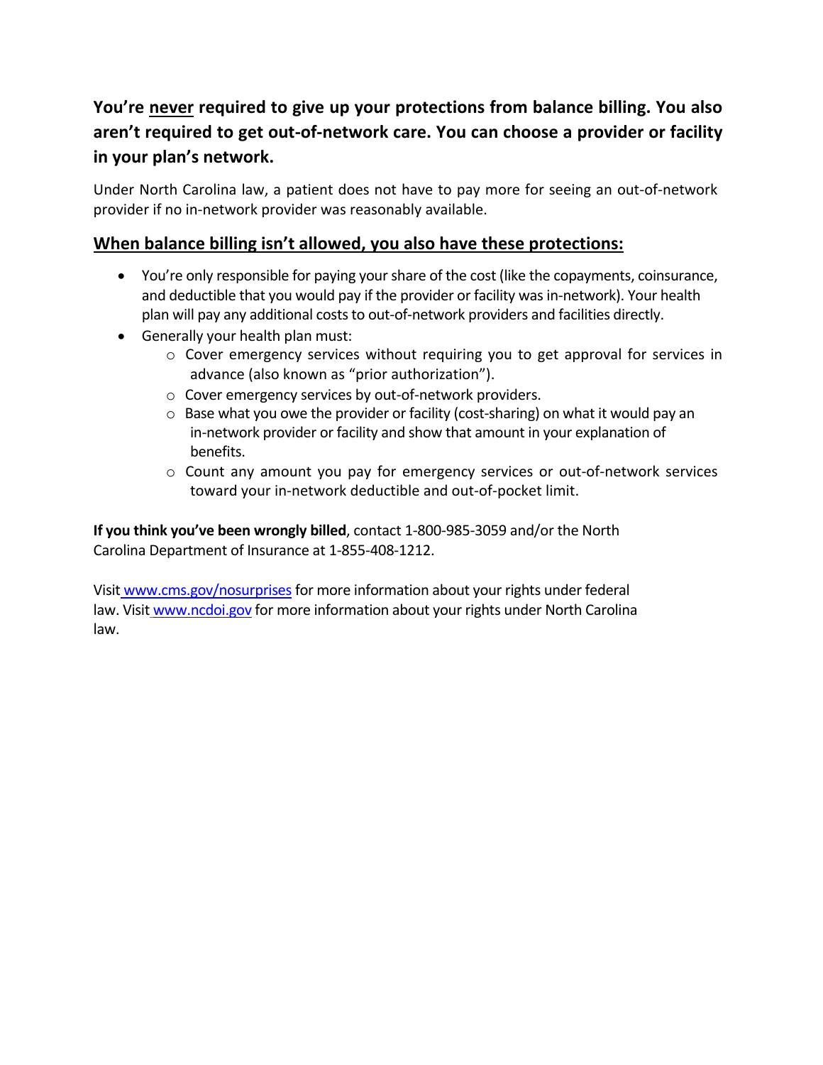**You're <u>never</u> required to give up your protections from balance billing. You also aren't required to get out-of-network care. You can choose a provider or facility in your plan's network.**

Under North Carolina law, a patient does not have to pay more for seeing an out-of-network provider if no in-network provider was reasonably available.

## <u>When balance billing isn't allowed, you also have these protections:</u>

- You're only responsible for paying your share of the cost (like the copayments, coinsurance, and deductible that you would pay if the provider or facility was in-network). Your health plan will pay any additional costs to out-of-network providers and facilities directly.
- Generally your health plan must:
  - Cover emergency services without requiring you to get approval for services in advance (also known as "prior authorization").
  - Cover emergency services by out-of-network providers.
  - Base what you owe the provider or facility (cost-sharing) on what it would pay an in-network provider or facility and show that amount in your explanation of benefits.
  - Count any amount you pay for emergency services or out-of-network services toward your in-network deductible and out-of-pocket limit.

**If you think you've been wrongly billed**, contact 1-800-985-3059 and/or the North Carolina Department of Insurance at 1-855-408-1212.

Visit www.cms.gov/nosurprises for more information about your rights under federal law. Visit www.ncdoi.gov for more information about your rights under North Carolina law.